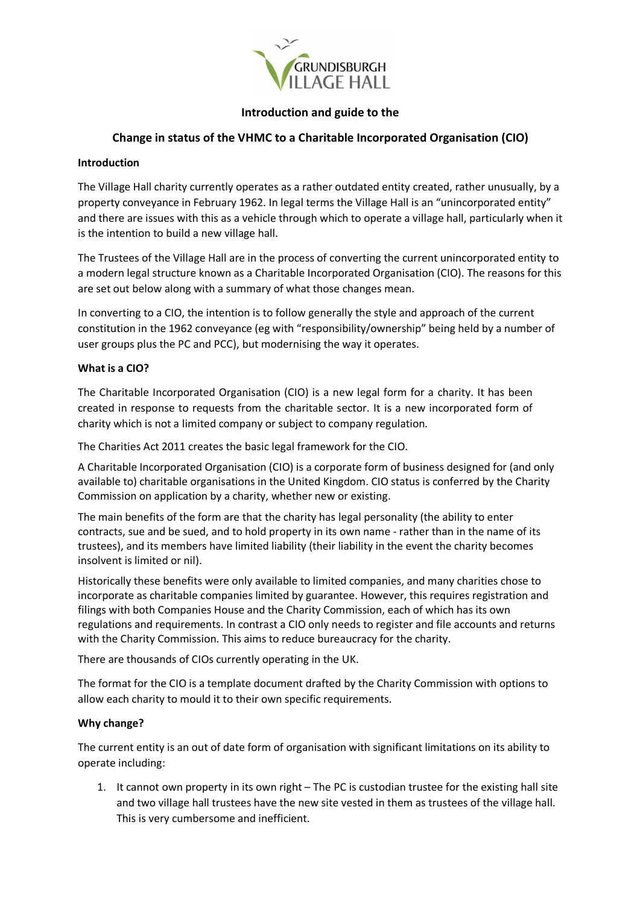## Introduction and guide to the

## Change in status of the VHMC to a Charitable Incorporated Organisation (CIO)

**Introduction**

The Village Hall charity currently operates as a rather outdated entity created, rather unusually, by a property conveyance in February 1962. In legal terms the Village Hall is an "unincorporated entity" and there are issues with this as a vehicle through which to operate a village hall, particularly when it is the intention to build a new village hall.

The Trustees of the Village Hall are in the process of converting the current unincorporated entity to a modern legal structure known as a Charitable Incorporated Organisation (CIO). The reasons for this are set out below along with a summary of what those changes mean.

In converting to a CIO, the intention is to follow generally the style and approach of the current constitution in the 1962 conveyance (eg with "responsibility/ownership" being held by a number of user groups plus the PC and PCC), but modernising the way it operates.

**What is a CIO?**

The Charitable Incorporated Organisation (CIO) is a new legal form for a charity. It has been created in response to requests from the charitable sector. It is a new incorporated form of charity which is not a limited company or subject to company regulation.

The Charities Act 2011 creates the basic legal framework for the CIO.

A Charitable Incorporated Organisation (CIO) is a corporate form of business designed for (and only available to) charitable organisations in the United Kingdom. CIO status is conferred by the Charity Commission on application by a charity, whether new or existing.

The main benefits of the form are that the charity has legal personality (the ability to enter contracts, sue and be sued, and to hold property in its own name - rather than in the name of its trustees), and its members have limited liability (their liability in the event the charity becomes insolvent is limited or nil).

Historically these benefits were only available to limited companies, and many charities chose to incorporate as charitable companies limited by guarantee. However, this requires registration and filings with both Companies House and the Charity Commission, each of which has its own regulations and requirements. In contrast a CIO only needs to register and file accounts and returns with the Charity Commission. This aims to reduce bureaucracy for the charity.

There are thousands of CIOs currently operating in the UK.

The format for the CIO is a template document drafted by the Charity Commission with options to allow each charity to mould it to their own specific requirements.

**Why change?**

The current entity is an out of date form of organisation with significant limitations on its ability to operate including:

1. It cannot own property in its own right – The PC is custodian trustee for the existing hall site and two village hall trustees have the new site vested in them as trustees of the village hall. This is very cumbersome and inefficient.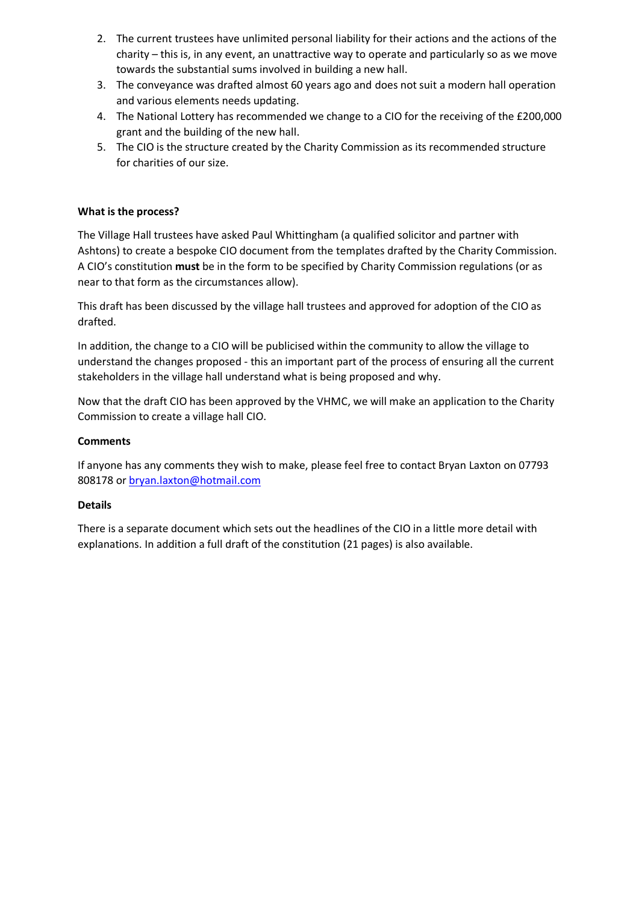2. The current trustees have unlimited personal liability for their actions and the actions of the charity – this is, in any event, an unattractive way to operate and particularly so as we move towards the substantial sums involved in building a new hall.
3. The conveyance was drafted almost 60 years ago and does not suit a modern hall operation and various elements needs updating.
4. The National Lottery has recommended we change to a CIO for the receiving of the £200,000 grant and the building of the new hall.
5. The CIO is the structure created by the Charity Commission as its recommended structure for charities of our size.

**What is the process?**

The Village Hall trustees have asked Paul Whittingham (a qualified solicitor and partner with Ashtons) to create a bespoke CIO document from the templates drafted by the Charity Commission. A CIO's constitution **must** be in the form to be specified by Charity Commission regulations (or as near to that form as the circumstances allow).

This draft has been discussed by the village hall trustees and approved for adoption of the CIO as drafted.

In addition, the change to a CIO will be publicised within the community to allow the village to understand the changes proposed - this an important part of the process of ensuring all the current stakeholders in the village hall understand what is being proposed and why.

Now that the draft CIO has been approved by the VHMC, we will make an application to the Charity Commission to create a village hall CIO.

**Comments**

If anyone has any comments they wish to make, please feel free to contact Bryan Laxton on 07793 808178 or bryan.laxton@hotmail.com

**Details**

There is a separate document which sets out the headlines of the CIO in a little more detail with explanations. In addition a full draft of the constitution (21 pages) is also available.